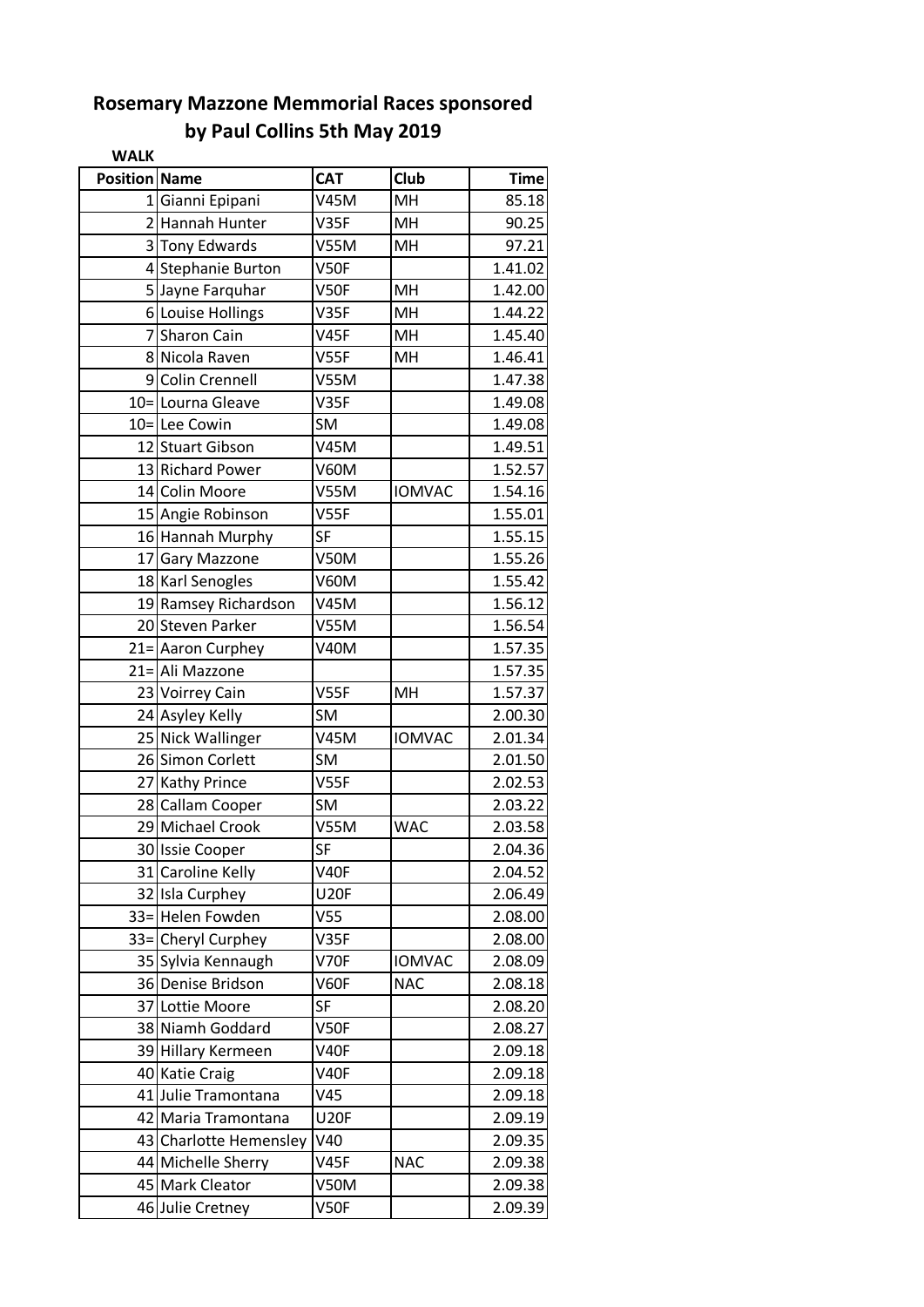# Rosemary Mazzone Memmorial Races sponsored by Paul Collins 5th May 2019

**WALK**

| Position | Name | CAT | Club | Time |
|---|---|---|---|---|
| 1 | Gianni Epipani | V45M | MH | 85.18 |
| 2 | Hannah Hunter | V35F | MH | 90.25 |
| 3 | Tony Edwards | V55M | MH | 97.21 |
| 4 | Stephanie Burton | V50F | | 1.41.02 |
| 5 | Jayne Farquhar | V50F | MH | 1.42.00 |
| 6 | Louise Hollings | V35F | MH | 1.44.22 |
| 7 | Sharon Cain | V45F | MH | 1.45.40 |
| 8 | Nicola Raven | V55F | MH | 1.46.41 |
| 9 | Colin Crennell | V55M | | 1.47.38 |
| 10= | Lourna Gleave | V35F | | 1.49.08 |
| 10= | Lee Cowin | SM | | 1.49.08 |
| 12 | Stuart Gibson | V45M | | 1.49.51 |
| 13 | Richard Power | V60M | | 1.52.57 |
| 14 | Colin Moore | V55M | IOMVAC | 1.54.16 |
| 15 | Angie Robinson | V55F | | 1.55.01 |
| 16 | Hannah Murphy | SF | | 1.55.15 |
| 17 | Gary Mazzone | V50M | | 1.55.26 |
| 18 | Karl Senogles | V60M | | 1.55.42 |
| 19 | Ramsey Richardson | V45M | | 1.56.12 |
| 20 | Steven Parker | V55M | | 1.56.54 |
| 21= | Aaron Curphey | V40M | | 1.57.35 |
| 21= | Ali Mazzone | | | 1.57.35 |
| 23 | Voirrey Cain | V55F | MH | 1.57.37 |
| 24 | Asyley Kelly | SM | | 2.00.30 |
| 25 | Nick Wallinger | V45M | IOMVAC | 2.01.34 |
| 26 | Simon Corlett | SM | | 2.01.50 |
| 27 | Kathy Prince | V55F | | 2.02.53 |
| 28 | Callam Cooper | SM | | 2.03.22 |
| 29 | Michael Crook | V55M | WAC | 2.03.58 |
| 30 | Issie Cooper | SF | | 2.04.36 |
| 31 | Caroline Kelly | V40F | | 2.04.52 |
| 32 | Isla Curphey | U20F | | 2.06.49 |
| 33= | Helen Fowden | V55 | | 2.08.00 |
| 33= | Cheryl Curphey | V35F | | 2.08.00 |
| 35 | Sylvia Kennaugh | V70F | IOMVAC | 2.08.09 |
| 36 | Denise Bridson | V60F | NAC | 2.08.18 |
| 37 | Lottie Moore | SF | | 2.08.20 |
| 38 | Niamh Goddard | V50F | | 2.08.27 |
| 39 | Hillary Kermeen | V40F | | 2.09.18 |
| 40 | Katie Craig | V40F | | 2.09.18 |
| 41 | Julie Tramontana | V45 | | 2.09.18 |
| 42 | Maria Tramontana | U20F | | 2.09.19 |
| 43 | Charlotte Hemensley | V40 | | 2.09.35 |
| 44 | Michelle Sherry | V45F | NAC | 2.09.38 |
| 45 | Mark Cleator | V50M | | 2.09.38 |
| 46 | Julie Cretney | V50F | | 2.09.39 |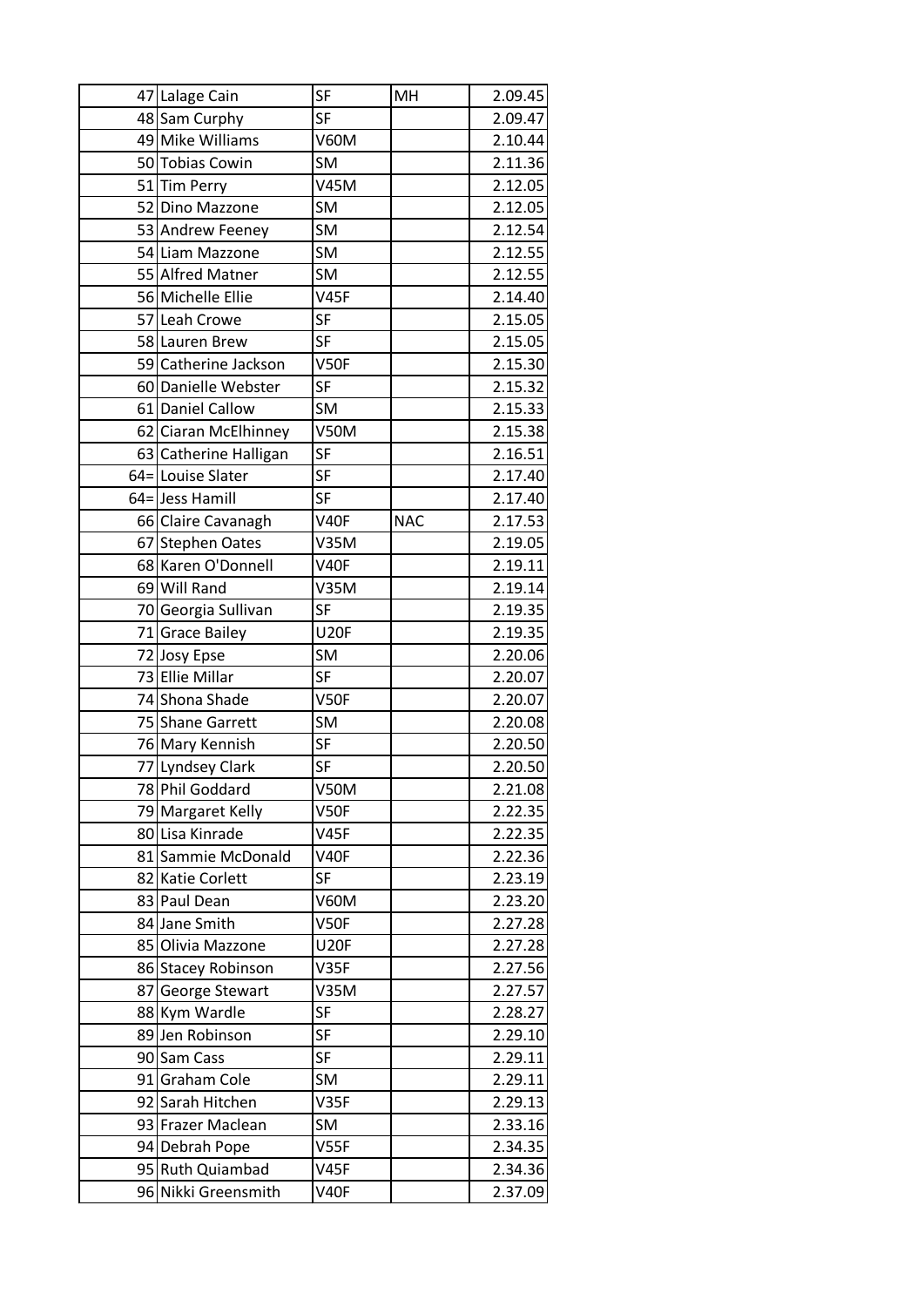| | | | | |
|---|---|---|---|---|
| 47 | Lalage Cain | SF | MH | 2.09.45 |
| 48 | Sam Curphy | SF | | 2.09.47 |
| 49 | Mike Williams | V60M | | 2.10.44 |
| 50 | Tobias Cowin | SM | | 2.11.36 |
| 51 | Tim Perry | V45M | | 2.12.05 |
| 52 | Dino Mazzone | SM | | 2.12.05 |
| 53 | Andrew Feeney | SM | | 2.12.54 |
| 54 | Liam Mazzone | SM | | 2.12.55 |
| 55 | Alfred Matner | SM | | 2.12.55 |
| 56 | Michelle Ellie | V45F | | 2.14.40 |
| 57 | Leah Crowe | SF | | 2.15.05 |
| 58 | Lauren Brew | SF | | 2.15.05 |
| 59 | Catherine Jackson | V50F | | 2.15.30 |
| 60 | Danielle Webster | SF | | 2.15.32 |
| 61 | Daniel Callow | SM | | 2.15.33 |
| 62 | Ciaran McElhinney | V50M | | 2.15.38 |
| 63 | Catherine Halligan | SF | | 2.16.51 |
| 64= | Louise Slater | SF | | 2.17.40 |
| 64= | Jess Hamill | SF | | 2.17.40 |
| 66 | Claire Cavanagh | V40F | NAC | 2.17.53 |
| 67 | Stephen Oates | V35M | | 2.19.05 |
| 68 | Karen O'Donnell | V40F | | 2.19.11 |
| 69 | Will Rand | V35M | | 2.19.14 |
| 70 | Georgia Sullivan | SF | | 2.19.35 |
| 71 | Grace Bailey | U20F | | 2.19.35 |
| 72 | Josy Epse | SM | | 2.20.06 |
| 73 | Ellie Millar | SF | | 2.20.07 |
| 74 | Shona Shade | V50F | | 2.20.07 |
| 75 | Shane Garrett | SM | | 2.20.08 |
| 76 | Mary Kennish | SF | | 2.20.50 |
| 77 | Lyndsey Clark | SF | | 2.20.50 |
| 78 | Phil Goddard | V50M | | 2.21.08 |
| 79 | Margaret Kelly | V50F | | 2.22.35 |
| 80 | Lisa Kinrade | V45F | | 2.22.35 |
| 81 | Sammie McDonald | V40F | | 2.22.36 |
| 82 | Katie Corlett | SF | | 2.23.19 |
| 83 | Paul Dean | V60M | | 2.23.20 |
| 84 | Jane Smith | V50F | | 2.27.28 |
| 85 | Olivia Mazzone | U20F | | 2.27.28 |
| 86 | Stacey Robinson | V35F | | 2.27.56 |
| 87 | George Stewart | V35M | | 2.27.57 |
| 88 | Kym Wardle | SF | | 2.28.27 |
| 89 | Jen Robinson | SF | | 2.29.10 |
| 90 | Sam Cass | SF | | 2.29.11 |
| 91 | Graham Cole | SM | | 2.29.11 |
| 92 | Sarah Hitchen | V35F | | 2.29.13 |
| 93 | Frazer Maclean | SM | | 2.33.16 |
| 94 | Debrah Pope | V55F | | 2.34.35 |
| 95 | Ruth Quiambad | V45F | | 2.34.36 |
| 96 | Nikki Greensmith | V40F | | 2.37.09 |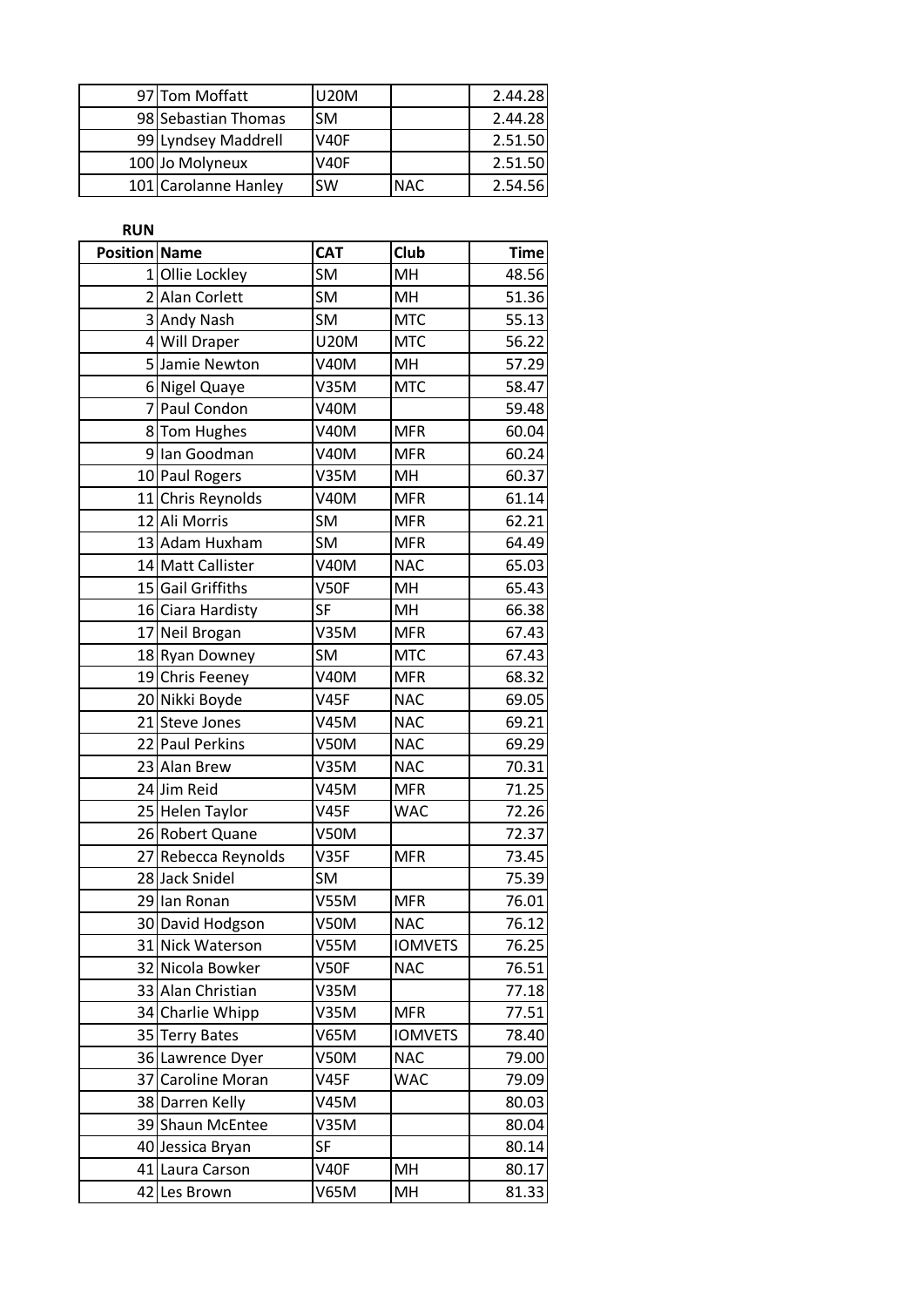| | | | | |
|---|---|---|---|---|
| 97 | Tom Moffatt | U20M | | 2.44.28 |
| 98 | Sebastian Thomas | SM | | 2.44.28 |
| 99 | Lyndsey Maddrell | V40F | | 2.51.50 |
| 100 | Jo Molyneux | V40F | | 2.51.50 |
| 101 | Carolanne Hanley | SW | NAC | 2.54.56 |

**RUN**

| Position | Name | CAT | Club | Time |
|---|---|---|---|---|
| 1 | Ollie Lockley | SM | MH | 48.56 |
| 2 | Alan Corlett | SM | MH | 51.36 |
| 3 | Andy Nash | SM | MTC | 55.13 |
| 4 | Will Draper | U20M | MTC | 56.22 |
| 5 | Jamie Newton | V40M | MH | 57.29 |
| 6 | Nigel Quaye | V35M | MTC | 58.47 |
| 7 | Paul Condon | V40M | | 59.48 |
| 8 | Tom Hughes | V40M | MFR | 60.04 |
| 9 | Ian Goodman | V40M | MFR | 60.24 |
| 10 | Paul Rogers | V35M | MH | 60.37 |
| 11 | Chris Reynolds | V40M | MFR | 61.14 |
| 12 | Ali Morris | SM | MFR | 62.21 |
| 13 | Adam Huxham | SM | MFR | 64.49 |
| 14 | Matt Callister | V40M | NAC | 65.03 |
| 15 | Gail Griffiths | V50F | MH | 65.43 |
| 16 | Ciara Hardisty | SF | MH | 66.38 |
| 17 | Neil Brogan | V35M | MFR | 67.43 |
| 18 | Ryan Downey | SM | MTC | 67.43 |
| 19 | Chris Feeney | V40M | MFR | 68.32 |
| 20 | Nikki Boyde | V45F | NAC | 69.05 |
| 21 | Steve Jones | V45M | NAC | 69.21 |
| 22 | Paul Perkins | V50M | NAC | 69.29 |
| 23 | Alan Brew | V35M | NAC | 70.31 |
| 24 | Jim Reid | V45M | MFR | 71.25 |
| 25 | Helen Taylor | V45F | WAC | 72.26 |
| 26 | Robert Quane | V50M | | 72.37 |
| 27 | Rebecca Reynolds | V35F | MFR | 73.45 |
| 28 | Jack Snidel | SM | | 75.39 |
| 29 | Ian Ronan | V55M | MFR | 76.01 |
| 30 | David Hodgson | V50M | NAC | 76.12 |
| 31 | Nick Waterson | V55M | IOMVETS | 76.25 |
| 32 | Nicola Bowker | V50F | NAC | 76.51 |
| 33 | Alan Christian | V35M | | 77.18 |
| 34 | Charlie Whipp | V35M | MFR | 77.51 |
| 35 | Terry Bates | V65M | IOMVETS | 78.40 |
| 36 | Lawrence Dyer | V50M | NAC | 79.00 |
| 37 | Caroline Moran | V45F | WAC | 79.09 |
| 38 | Darren Kelly | V45M | | 80.03 |
| 39 | Shaun McEntee | V35M | | 80.04 |
| 40 | Jessica Bryan | SF | | 80.14 |
| 41 | Laura Carson | V40F | MH | 80.17 |
| 42 | Les Brown | V65M | MH | 81.33 |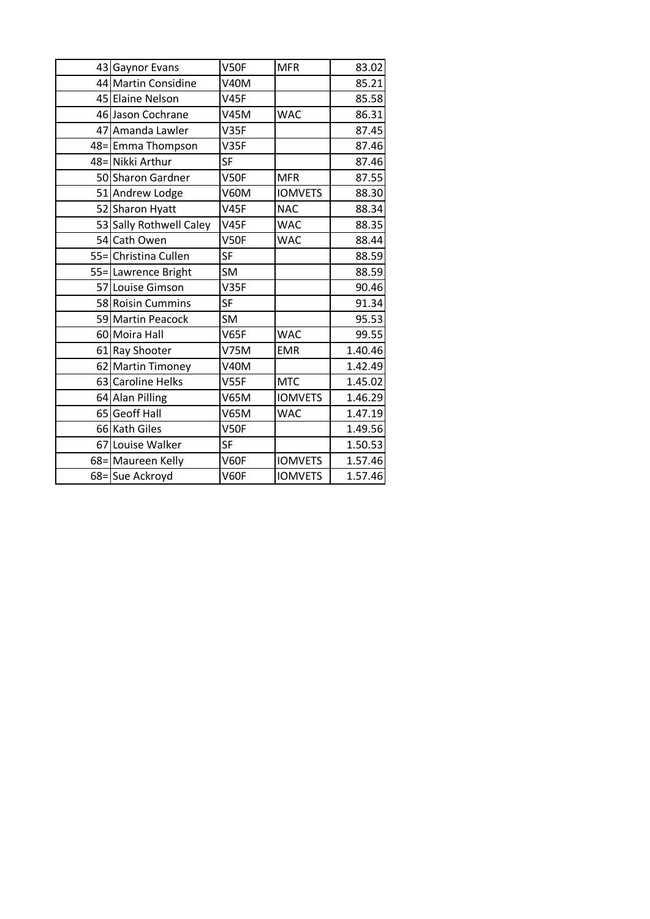| | | | | |
|---|---|---|---|---|
| 43 | Gaynor Evans | V50F | MFR | 83.02 |
| 44 | Martin Considine | V40M | | 85.21 |
| 45 | Elaine Nelson | V45F | | 85.58 |
| 46 | Jason Cochrane | V45M | WAC | 86.31 |
| 47 | Amanda Lawler | V35F | | 87.45 |
| 48= | Emma Thompson | V35F | | 87.46 |
| 48= | Nikki Arthur | SF | | 87.46 |
| 50 | Sharon Gardner | V50F | MFR | 87.55 |
| 51 | Andrew Lodge | V60M | IOMVETS | 88.30 |
| 52 | Sharon Hyatt | V45F | NAC | 88.34 |
| 53 | Sally Rothwell Caley | V45F | WAC | 88.35 |
| 54 | Cath Owen | V50F | WAC | 88.44 |
| 55= | Christina Cullen | SF | | 88.59 |
| 55= | Lawrence Bright | SM | | 88.59 |
| 57 | Louise Gimson | V35F | | 90.46 |
| 58 | Roisin Cummins | SF | | 91.34 |
| 59 | Martin Peacock | SM | | 95.53 |
| 60 | Moira Hall | V65F | WAC | 99.55 |
| 61 | Ray Shooter | V75M | EMR | 1.40.46 |
| 62 | Martin Timoney | V40M | | 1.42.49 |
| 63 | Caroline Helks | V55F | MTC | 1.45.02 |
| 64 | Alan Pilling | V65M | IOMVETS | 1.46.29 |
| 65 | Geoff Hall | V65M | WAC | 1.47.19 |
| 66 | Kath Giles | V50F | | 1.49.56 |
| 67 | Louise Walker | SF | | 1.50.53 |
| 68= | Maureen Kelly | V60F | IOMVETS | 1.57.46 |
| 68= | Sue Ackroyd | V60F | IOMVETS | 1.57.46 |